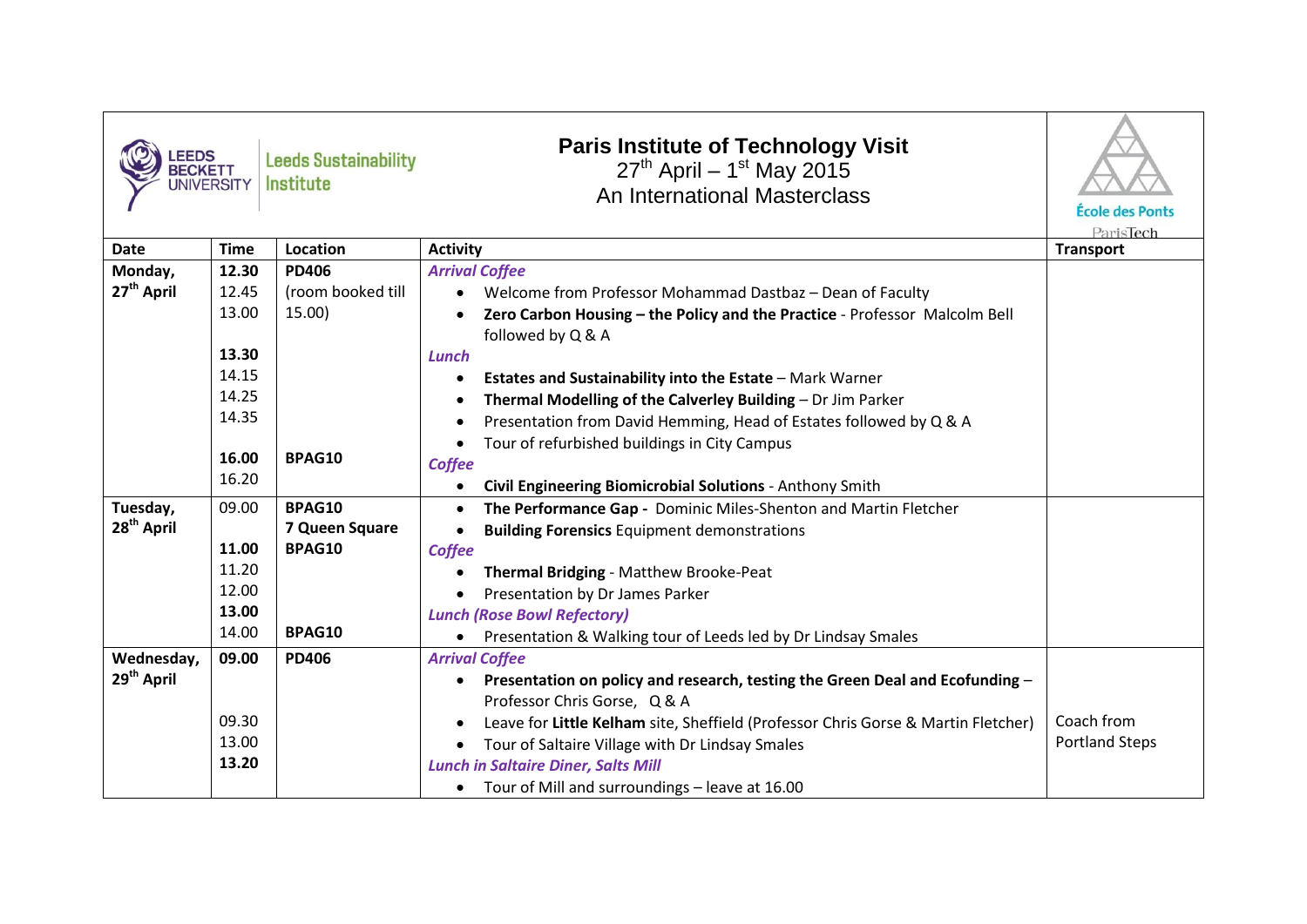Leeds Beckett University | Leeds Sustainability Institute

# Paris Institute of Technology Visit

27th April – 1st May 2015

An International Masterclass

École des Ponts ParisTech

| Date | Time | Location | Activity | Transport |
|---|---|---|---|---|
| **Monday, 27th April** | **12.30** | **PD406** | ***Arrival Coffee*** | |
| | 12.45 | (room booked till 15.00) | • Welcome from Professor Mohammad Dastbaz – Dean of Faculty | |
| | 13.00 | | • **Zero Carbon Housing – the Policy and the Practice** - Professor Malcolm Bell followed by Q & A | |
| | **13.30** | | ***Lunch*** | |
| | 14.15 | | • **Estates and Sustainability into the Estate** – Mark Warner | |
| | 14.25 | | • **Thermal Modelling of the Calverley Building** – Dr Jim Parker | |
| | 14.35 | | • Presentation from David Hemming, Head of Estates followed by Q & A | |
| | | | • Tour of refurbished buildings in City Campus | |
| | **16.00** | **BPAG10** | ***Coffee*** | |
| | 16.20 | | • **Civil Engineering Biomicrobial Solutions** - Anthony Smith | |
| **Tuesday, 28th April** | 09.00 | **BPAG10** | • **The Performance Gap -** Dominic Miles-Shenton and Martin Fletcher | |
| | | **7 Queen Square** | • **Building Forensics** Equipment demonstrations | |
| | **11.00** | **BPAG10** | ***Coffee*** | |
| | 11.20 | | • **Thermal Bridging** - Matthew Brooke-Peat | |
| | 12.00 | | • Presentation by Dr James Parker | |
| | **13.00** | | ***Lunch (Rose Bowl Refectory)*** | |
| | 14.00 | **BPAG10** | • Presentation & Walking tour of Leeds led by Dr Lindsay Smales | |
| **Wednesday, 29th April** | **09.00** | **PD406** | ***Arrival Coffee*** | |
| | | | • **Presentation on policy and research, testing the Green Deal and Ecofunding** – Professor Chris Gorse, Q & A | |
| | 09.30 | | • Leave for **Little Kelham** site, Sheffield (Professor Chris Gorse & Martin Fletcher) | Coach from Portland Steps |
| | 13.00 | | • Tour of Saltaire Village with Dr Lindsay Smales | |
| | **13.20** | | ***Lunch in Saltaire Diner, Salts Mill*** | |
| | | | • Tour of Mill and surroundings – leave at 16.00 | |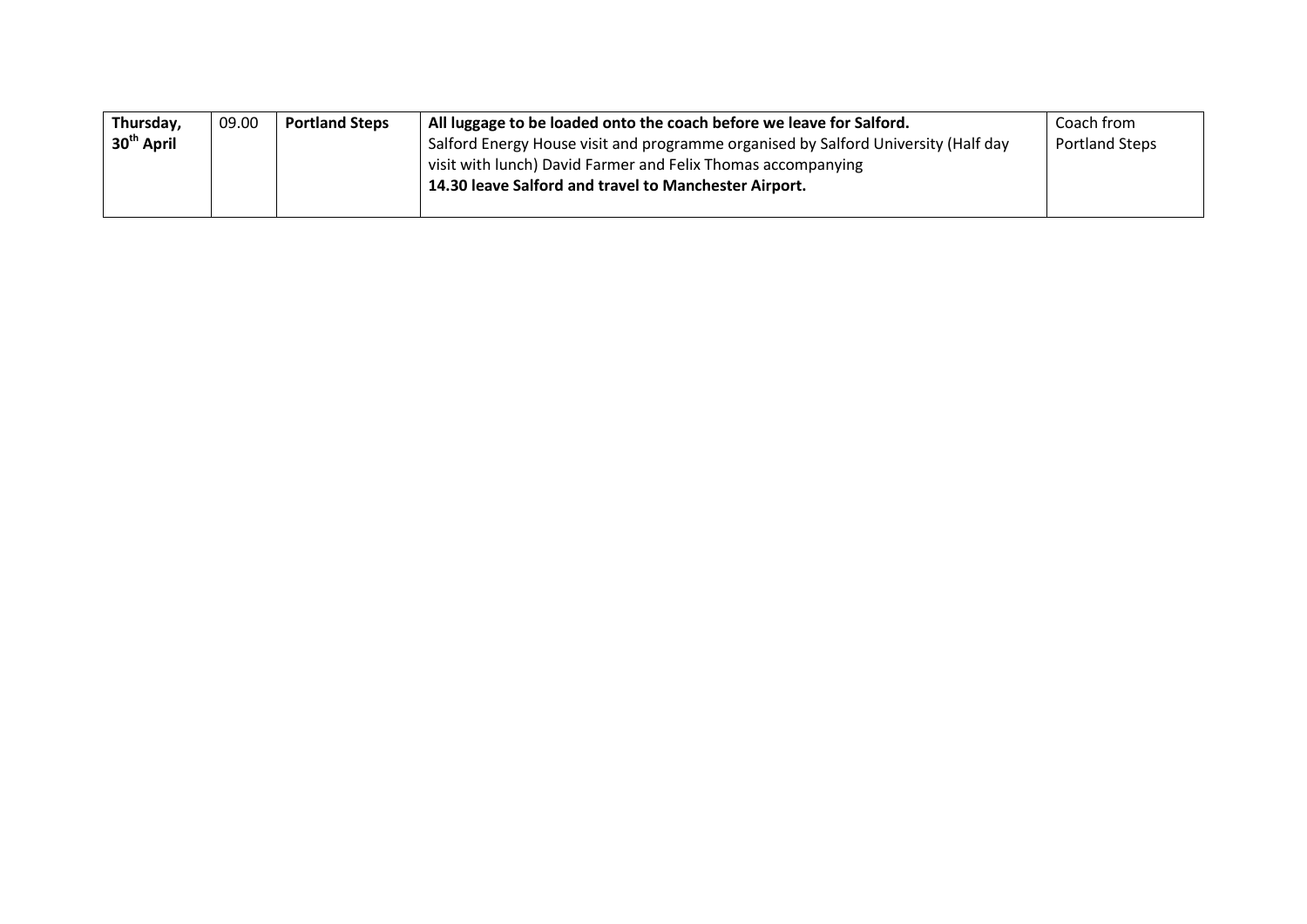| | | | | |
|---|---|---|---|---|
| **Thursday, 30th April** | 09.00 | **Portland Steps** | **All luggage to be loaded onto the coach before we leave for Salford.**<br>Salford Energy House visit and programme organised by Salford University (Half day visit with lunch) David Farmer and Felix Thomas accompanying<br>**14.30 leave Salford and travel to Manchester Airport.** | Coach from Portland Steps |